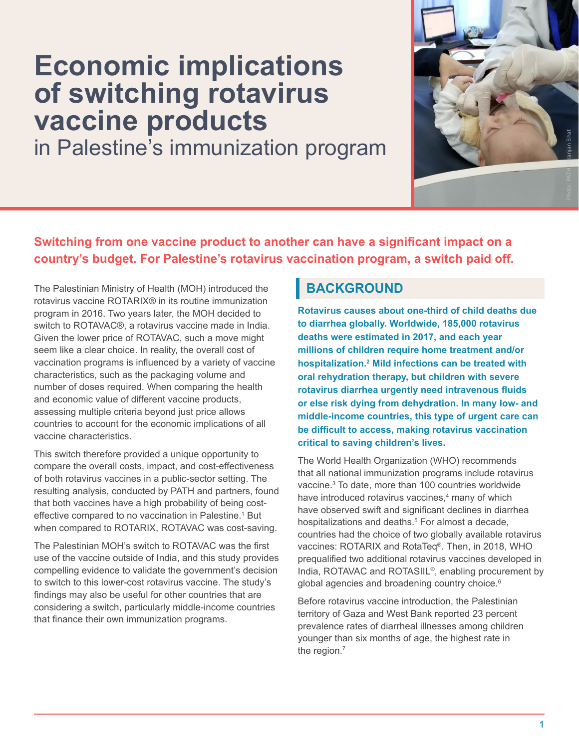# Economic implications of switching rotavirus vaccine products

in Palestine's immunization program

Photo: PATH/ ranjan Bhat

**Switching from one vaccine product to another can have a significant impact on a country's budget. For Palestine's rotavirus vaccination program, a switch paid off.**

The Palestinian Ministry of Health (MOH) introduced the rotavirus vaccine ROTARIX® in its routine immunization program in 2016. Two years later, the MOH decided to switch to ROTAVAC®, a rotavirus vaccine made in India. Given the lower price of ROTAVAC, such a move might seem like a clear choice. In reality, the overall cost of vaccination programs is influenced by a variety of vaccine characteristics, such as the packaging volume and number of doses required. When comparing the health and economic value of different vaccine products, assessing multiple criteria beyond just price allows countries to account for the economic implications of all vaccine characteristics.

This switch therefore provided a unique opportunity to compare the overall costs, impact, and cost-effectiveness of both rotavirus vaccines in a public-sector setting. The resulting analysis, conducted by PATH and partners, found that both vaccines have a high probability of being cost-effective compared to no vaccination in Palestine.[1] But when compared to ROTARIX, ROTAVAC was cost-saving.

The Palestinian MOH's switch to ROTAVAC was the first use of the vaccine outside of India, and this study provides compelling evidence to validate the government's decision to switch to this lower-cost rotavirus vaccine. The study's findings may also be useful for other countries that are considering a switch, particularly middle-income countries that finance their own immunization programs.

## BACKGROUND

**Rotavirus causes about one-third of child deaths due to diarrhea globally. Worldwide, 185,000 rotavirus deaths were estimated in 2017, and each year millions of children require home treatment and/or hospitalization.[2] Mild infections can be treated with oral rehydration therapy, but children with severe rotavirus diarrhea urgently need intravenous fluids or else risk dying from dehydration. In many low- and middle-income countries, this type of urgent care can be difficult to access, making rotavirus vaccination critical to saving children's lives.**

The World Health Organization (WHO) recommends that all national immunization programs include rotavirus vaccine.[3] To date, more than 100 countries worldwide have introduced rotavirus vaccines,[4] many of which have observed swift and significant declines in diarrhea hospitalizations and deaths.[5] For almost a decade, countries had the choice of two globally available rotavirus vaccines: ROTARIX and RotaTeq®. Then, in 2018, WHO prequalified two additional rotavirus vaccines developed in India, ROTAVAC and ROTASIIL®, enabling procurement by global agencies and broadening country choice.[6]

Before rotavirus vaccine introduction, the Palestinian territory of Gaza and West Bank reported 23 percent prevalence rates of diarrheal illnesses among children younger than six months of age, the highest rate in the region.[7]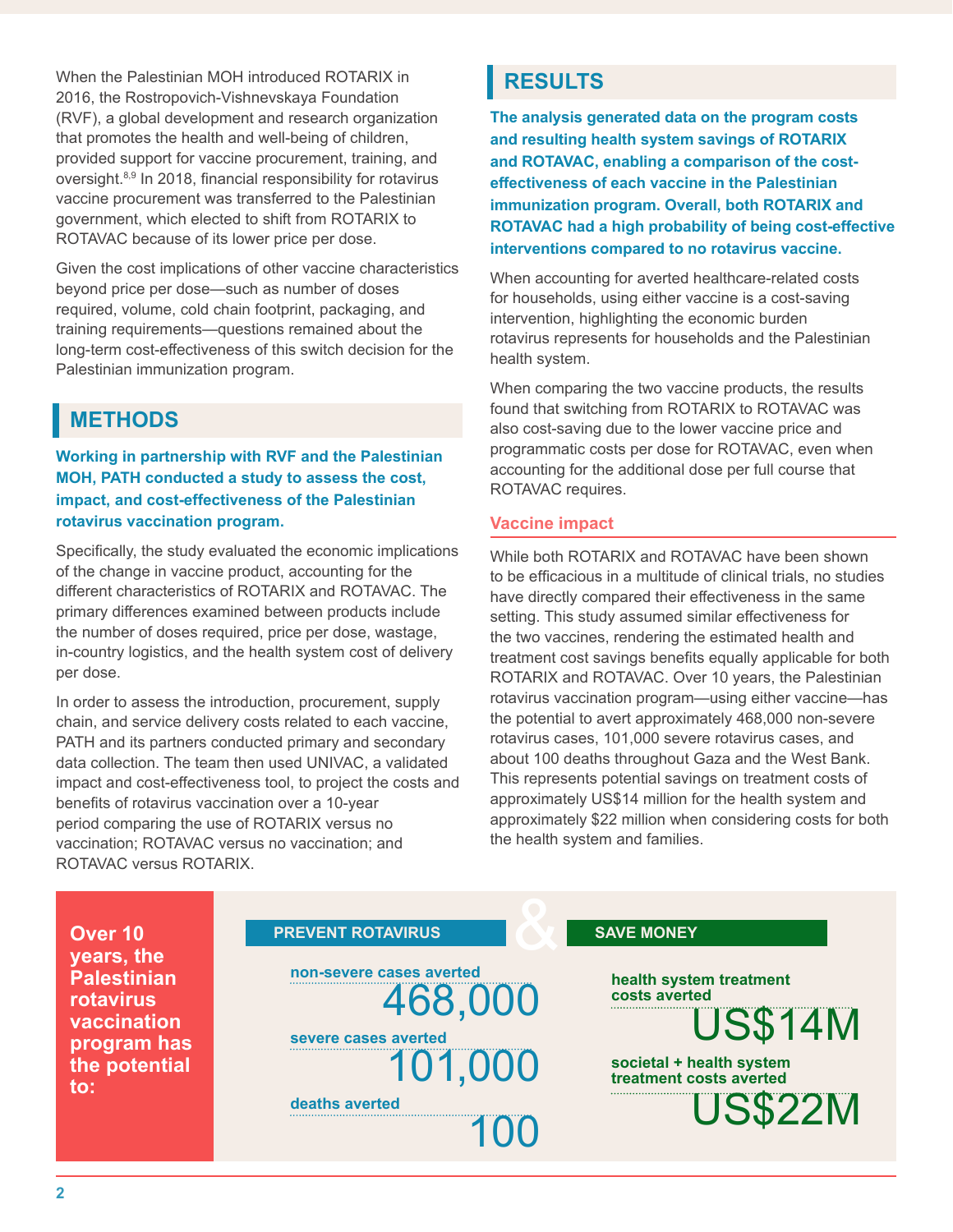When the Palestinian MOH introduced ROTARIX in 2016, the Rostropovich-Vishnevskaya Foundation (RVF), a global development and research organization that promotes the health and well-being of children, provided support for vaccine procurement, training, and oversight.[8,9] In 2018, financial responsibility for rotavirus vaccine procurement was transferred to the Palestinian government, which elected to shift from ROTARIX to ROTAVAC because of its lower price per dose.

Given the cost implications of other vaccine characteristics beyond price per dose—such as number of doses required, volume, cold chain footprint, packaging, and training requirements—questions remained about the long-term cost-effectiveness of this switch decision for the Palestinian immunization program.

## METHODS

**Working in partnership with RVF and the Palestinian MOH, PATH conducted a study to assess the cost, impact, and cost-effectiveness of the Palestinian rotavirus vaccination program.**

Specifically, the study evaluated the economic implications of the change in vaccine product, accounting for the different characteristics of ROTARIX and ROTAVAC. The primary differences examined between products include the number of doses required, price per dose, wastage, in-country logistics, and the health system cost of delivery per dose.

In order to assess the introduction, procurement, supply chain, and service delivery costs related to each vaccine, PATH and its partners conducted primary and secondary data collection. The team then used UNIVAC, a validated impact and cost-effectiveness tool, to project the costs and benefits of rotavirus vaccination over a 10-year period comparing the use of ROTARIX versus no vaccination; ROTAVAC versus no vaccination; and ROTAVAC versus ROTARIX.

## RESULTS

**The analysis generated data on the program costs and resulting health system savings of ROTARIX and ROTAVAC, enabling a comparison of the cost-effectiveness of each vaccine in the Palestinian immunization program. Overall, both ROTARIX and ROTAVAC had a high probability of being cost-effective interventions compared to no rotavirus vaccine.**

When accounting for averted healthcare-related costs for households, using either vaccine is a cost-saving intervention, highlighting the economic burden rotavirus represents for households and the Palestinian health system.

When comparing the two vaccine products, the results found that switching from ROTARIX to ROTAVAC was also cost-saving due to the lower vaccine price and programmatic costs per dose for ROTAVAC, even when accounting for the additional dose per full course that ROTAVAC requires.

### Vaccine impact

While both ROTARIX and ROTAVAC have been shown to be efficacious in a multitude of clinical trials, no studies have directly compared their effectiveness in the same setting. This study assumed similar effectiveness for the two vaccines, rendering the estimated health and treatment cost savings benefits equally applicable for both ROTARIX and ROTAVAC. Over 10 years, the Palestinian rotavirus vaccination program—using either vaccine—has the potential to avert approximately 468,000 non-severe rotavirus cases, 101,000 severe rotavirus cases, and about 100 deaths throughout Gaza and the West Bank. This represents potential savings on treatment costs of approximately US$14 million for the health system and approximately $22 million when considering costs for both the health system and families.

**Over 10 years, the Palestinian rotavirus vaccination program has the potential to:**

**PREVENT ROTAVIRUS** &

- non-severe cases averted: 468,000
- severe cases averted: 101,000
- deaths averted: 100

**SAVE MONEY**

- health system treatment costs averted: US$14M
- societal + health system treatment costs averted: US$22M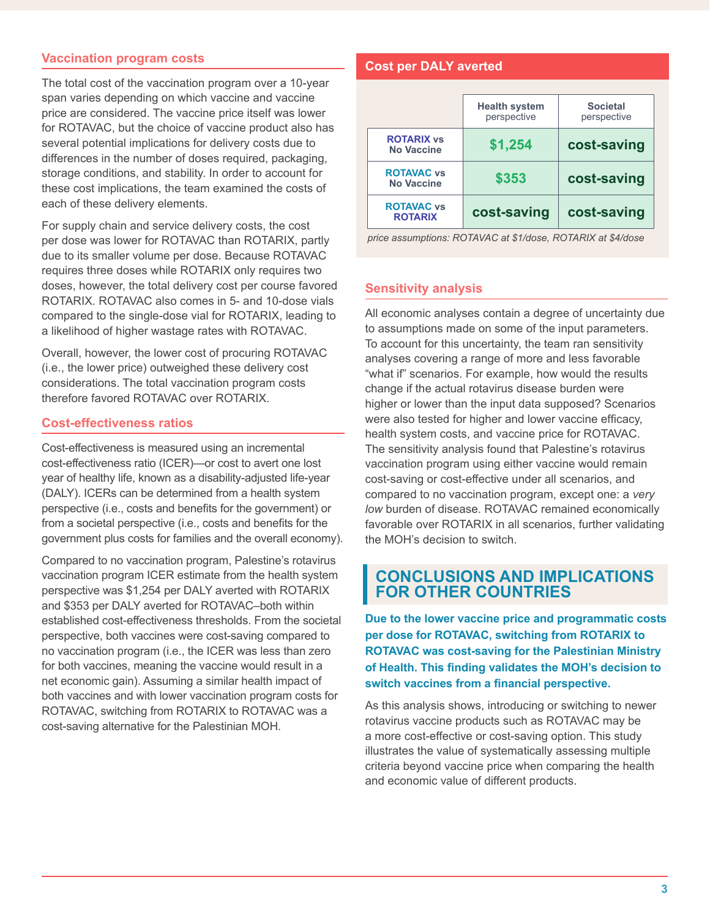## Vaccination program costs

The total cost of the vaccination program over a 10-year span varies depending on which vaccine and vaccine price are considered. The vaccine price itself was lower for ROTAVAC, but the choice of vaccine product also has several potential implications for delivery costs due to differences in the number of doses required, packaging, storage conditions, and stability. In order to account for these cost implications, the team examined the costs of each of these delivery elements.

For supply chain and service delivery costs, the cost per dose was lower for ROTAVAC than ROTARIX, partly due to its smaller volume per dose. Because ROTAVAC requires three doses while ROTARIX only requires two doses, however, the total delivery cost per course favored ROTARIX. ROTAVAC also comes in 5- and 10-dose vials compared to the single-dose vial for ROTARIX, leading to a likelihood of higher wastage rates with ROTAVAC.

Overall, however, the lower cost of procuring ROTAVAC (i.e., the lower price) outweighed these delivery cost considerations. The total vaccination program costs therefore favored ROTAVAC over ROTARIX.

## Cost-effectiveness ratios

Cost-effectiveness is measured using an incremental cost-effectiveness ratio (ICER)—or cost to avert one lost year of healthy life, known as a disability-adjusted life-year (DALY). ICERs can be determined from a health system perspective (i.e., costs and benefits for the government) or from a societal perspective (i.e., costs and benefits for the government plus costs for families and the overall economy).

Compared to no vaccination program, Palestine's rotavirus vaccination program ICER estimate from the health system perspective was $1,254 per DALY averted with ROTARIX and $353 per DALY averted for ROTAVAC–both within established cost-effectiveness thresholds. From the societal perspective, both vaccines were cost-saving compared to no vaccination program (i.e., the ICER was less than zero for both vaccines, meaning the vaccine would result in a net economic gain). Assuming a similar health impact of both vaccines and with lower vaccination program costs for ROTAVAC, switching from ROTARIX to ROTAVAC was a cost-saving alternative for the Palestinian MOH.

## Cost per DALY averted

| | Health system perspective | Societal perspective |
|---|---|---|
| ROTARIX vs No Vaccine | $1,254 | cost-saving |
| ROTAVAC vs No Vaccine | $353 | cost-saving |
| ROTAVAC vs ROTARIX | cost-saving | cost-saving |

*price assumptions: ROTAVAC at $1/dose, ROTARIX at $4/dose*

## Sensitivity analysis

All economic analyses contain a degree of uncertainty due to assumptions made on some of the input parameters. To account for this uncertainty, the team ran sensitivity analyses covering a range of more and less favorable "what if" scenarios. For example, how would the results change if the actual rotavirus disease burden were higher or lower than the input data supposed? Scenarios were also tested for higher and lower vaccine efficacy, health system costs, and vaccine price for ROTAVAC. The sensitivity analysis found that Palestine's rotavirus vaccination program using either vaccine would remain cost-saving or cost-effective under all scenarios, and compared to no vaccination program, except one: a *very low* burden of disease. ROTAVAC remained economically favorable over ROTARIX in all scenarios, further validating the MOH's decision to switch.

# CONCLUSIONS AND IMPLICATIONS FOR OTHER COUNTRIES

**Due to the lower vaccine price and programmatic costs per dose for ROTAVAC, switching from ROTARIX to ROTAVAC was cost-saving for the Palestinian Ministry of Health. This finding validates the MOH's decision to switch vaccines from a financial perspective.**

As this analysis shows, introducing or switching to newer rotavirus vaccine products such as ROTAVAC may be a more cost-effective or cost-saving option. This study illustrates the value of systematically assessing multiple criteria beyond vaccine price when comparing the health and economic value of different products.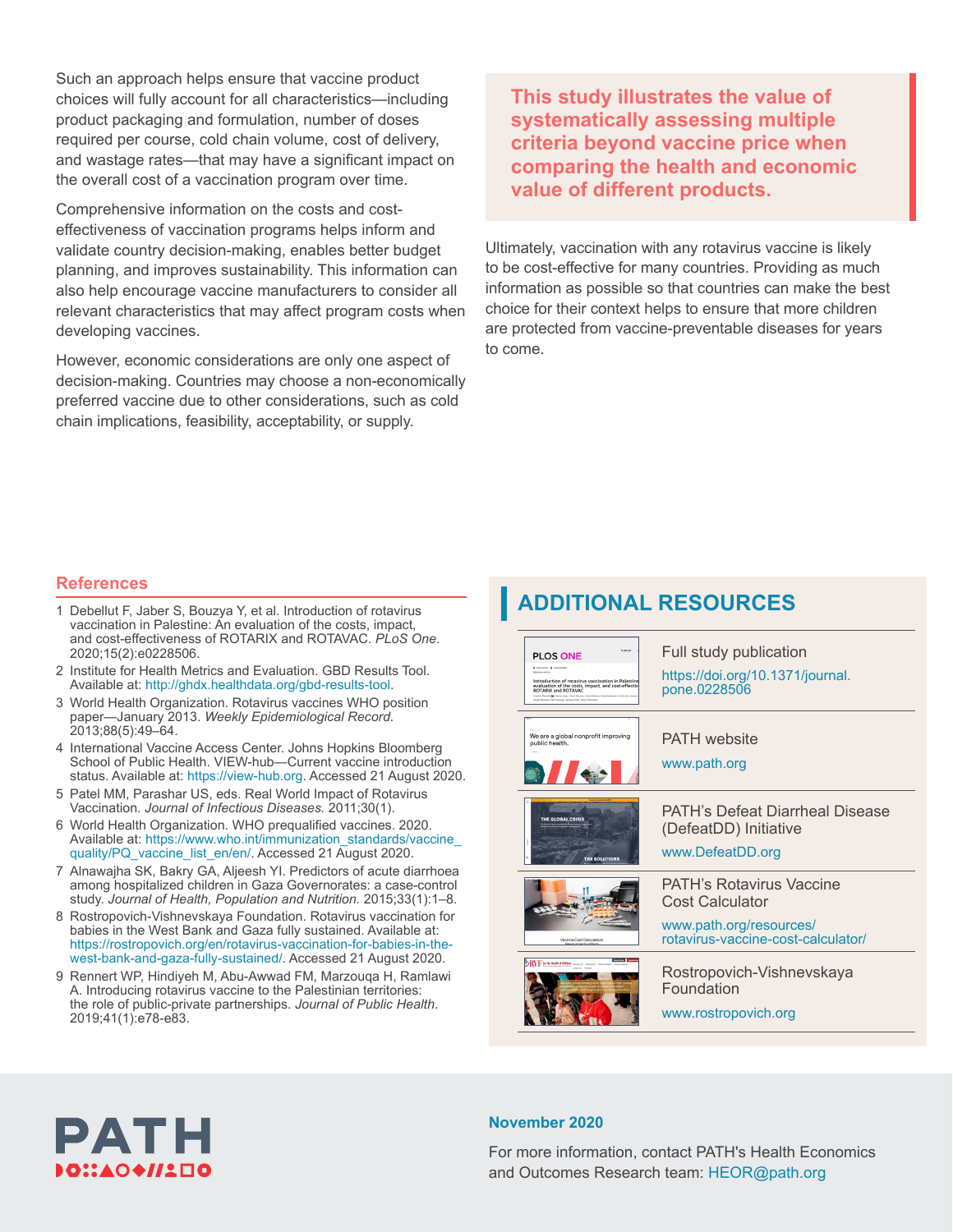Such an approach helps ensure that vaccine product choices will fully account for all characteristics—including product packaging and formulation, number of doses required per course, cold chain volume, cost of delivery, and wastage rates—that may have a significant impact on the overall cost of a vaccination program over time.

Comprehensive information on the costs and cost-effectiveness of vaccination programs helps inform and validate country decision-making, enables better budget planning, and improves sustainability. This information can also help encourage vaccine manufacturers to consider all relevant characteristics that may affect program costs when developing vaccines.

However, economic considerations are only one aspect of decision-making. Countries may choose a non-economically preferred vaccine due to other considerations, such as cold chain implications, feasibility, acceptability, or supply.

> **This study illustrates the value of systematically assessing multiple criteria beyond vaccine price when comparing the health and economic value of different products.**

Ultimately, vaccination with any rotavirus vaccine is likely to be cost-effective for many countries. Providing as much information as possible so that countries can make the best choice for their context helps to ensure that more children are protected from vaccine-preventable diseases for years to come.

## References

1. Debellut F, Jaber S, Bouzya Y, et al. Introduction of rotavirus vaccination in Palestine: An evaluation of the costs, impact, and cost-effectiveness of ROTARIX and ROTAVAC. *PLoS One*. 2020;15(2):e0228506.
2. Institute for Health Metrics and Evaluation. GBD Results Tool. Available at: http://ghdx.healthdata.org/gbd-results-tool.
3. World Health Organization. Rotavirus vaccines WHO position paper—January 2013. *Weekly Epidemiological Record.* 2013;88(5):49–64.
4. International Vaccine Access Center. Johns Hopkins Bloomberg School of Public Health. VIEW-hub—Current vaccine introduction status. Available at: https://view-hub.org. Accessed 21 August 2020.
5. Patel MM, Parashar US, eds. Real World Impact of Rotavirus Vaccination. *Journal of Infectious Diseases.* 2011;30(1).
6. World Health Organization. WHO prequalified vaccines. 2020. Available at: https://www.who.int/immunization_standards/vaccine_quality/PQ_vaccine_list_en/en/. Accessed 21 August 2020.
7. Alnawajha SK, Bakry GA, Aljeesh YI. Predictors of acute diarrhoea among hospitalized children in Gaza Governorates: a case-control study. *Journal of Health, Population and Nutrition.* 2015;33(1):1–8.
8. Rostropovich-Vishnevskaya Foundation. Rotavirus vaccination for babies in the West Bank and Gaza fully sustained. Available at: https://rostropovich.org/en/rotavirus-vaccination-for-babies-in-the-west-bank-and-gaza-fully-sustained/. Accessed 21 August 2020.
9. Rennert WP, Hindiyeh M, Abu-Awwad FM, Marzouqa H, Ramlawi A. Introducing rotavirus vaccine to the Palestinian territories: the role of public-private partnerships. *Journal of Public Health*. 2019;41(1):e78-e83.

## ADDITIONAL RESOURCES

- Full study publication
  https://doi.org/10.1371/journal.pone.0228506
- PATH website
  www.path.org
- PATH's Defeat Diarrheal Disease (DefeatDD) Initiative
  www.DefeatDD.org
- PATH's Rotavirus Vaccine Cost Calculator
  www.path.org/resources/rotavirus-vaccine-cost-calculator/
- Rostropovich-Vishnevskaya Foundation
  www.rostropovich.org

PATH

**November 2020**

For more information, contact PATH's Health Economics and Outcomes Research team: HEOR@path.org